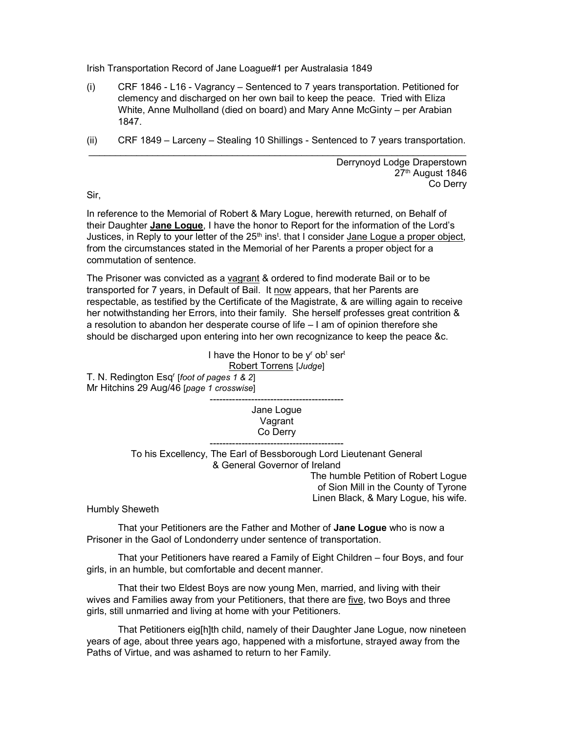Irish Transportation Record of Jane Loague#1 per Australasia 1849

(i) CRF 1846 - L16 - Vagrancy – Sentenced to 7 years transportation. Petitioned for clemency and discharged on her own bail to keep the peace. Tried with Eliza White, Anne Mulholland (died on board) and Mary Anne McGinty – per Arabian 1847.

(ii) CRF 1849 – Larceny – Stealing 10 Shillings - Sentenced to 7 years transportation.

---

Derrynoyd Lodge Draperstown
27th August 1846
Co Derry

Sir,

In reference to the Memorial of Robert & Mary Logue, herewith returned, on Behalf of their Daughter **Jane Logue**, I have the honor to Report for the information of the Lord's Justices, in Reply to your letter of the 25th inst. that I consider Jane Logue a proper object, from the circumstances stated in the Memorial of her Parents a proper object for a commutation of sentence.

The Prisoner was convicted as a vagrant & ordered to find moderate Bail or to be transported for 7 years, in Default of Bail. It now appears, that her Parents are respectable, as testified by the Certificate of the Magistrate, & are willing again to receive her notwithstanding her Errors, into their family. She herself professes great contrition & a resolution to abandon her desperate course of life – I am of opinion therefore she should be discharged upon entering into her own recognizance to keep the peace &c.

I have the Honor to be yr obt sert
Robert Torrens [*Judge*]

T. N. Redington Esqr [*foot of pages 1 & 2*]
Mr Hitchins 29 Aug/46 [*page 1 crosswise*]

---

Jane Logue
Vagrant
Co Derry

---

To his Excellency, The Earl of Bessborough Lord Lieutenant General & General Governor of Ireland

The humble Petition of Robert Logue
of Sion Mill in the County of Tyrone
Linen Black, & Mary Logue, his wife.

Humbly Sheweth

That your Petitioners are the Father and Mother of **Jane Logue** who is now a Prisoner in the Gaol of Londonderry under sentence of transportation.

That your Petitioners have reared a Family of Eight Children – four Boys, and four girls, in an humble, but comfortable and decent manner.

That their two Eldest Boys are now young Men, married, and living with their wives and Families away from your Petitioners, that there are five, two Boys and three girls, still unmarried and living at home with your Petitioners.

That Petitioners eig[h]th child, namely of their Daughter Jane Logue, now nineteen years of age, about three years ago, happened with a misfortune, strayed away from the Paths of Virtue, and was ashamed to return to her Family.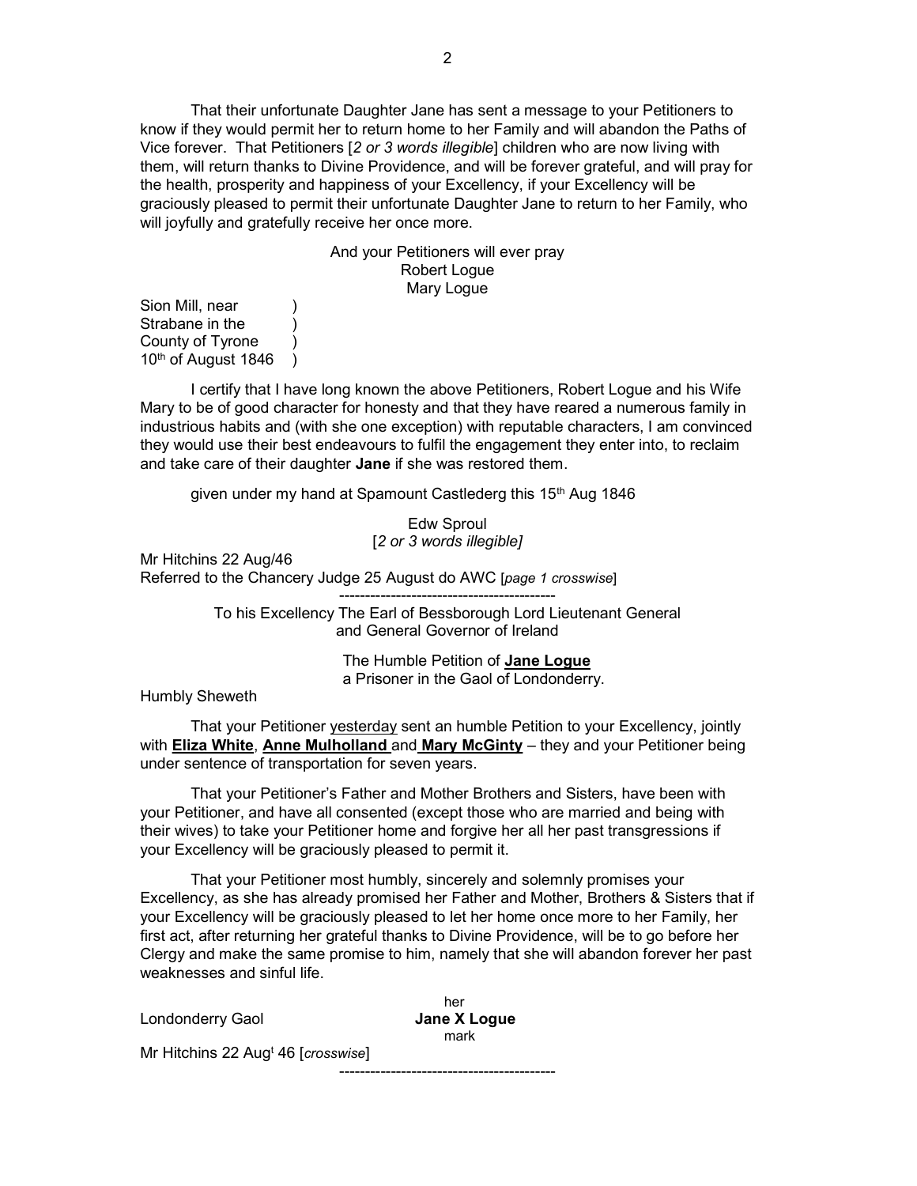That their unfortunate Daughter Jane has sent a message to your Petitioners to know if they would permit her to return home to her Family and will abandon the Paths of Vice forever. That Petitioners [*2 or 3 words illegible*] children who are now living with them, will return thanks to Divine Providence, and will be forever grateful, and will pray for the health, prosperity and happiness of your Excellency, if your Excellency will be graciously pleased to permit their unfortunate Daughter Jane to return to her Family, who will joyfully and gratefully receive her once more.

And your Petitioners will ever pray
Robert Logue
Mary Logue

Sion Mill, near )
Strabane in the )
County of Tyrone )
10th of August 1846 )

I certify that I have long known the above Petitioners, Robert Logue and his Wife Mary to be of good character for honesty and that they have reared a numerous family in industrious habits and (with she one exception) with reputable characters, I am convinced they would use their best endeavours to fulfil the engagement they enter into, to reclaim and take care of their daughter **Jane** if she was restored them.

given under my hand at Spamount Castlederg this 15th Aug 1846

Edw Sproul
[*2 or 3 words illegible]*

Mr Hitchins 22 Aug/46
Referred to the Chancery Judge 25 August do AWC [*page 1 crosswise*]

------------------------------------------

To his Excellency The Earl of Bessborough Lord Lieutenant General and General Governor of Ireland

The Humble Petition of **Jane Logue**
a Prisoner in the Gaol of Londonderry.

Humbly Sheweth

That your Petitioner yesterday sent an humble Petition to your Excellency, jointly with **Eliza White**, **Anne Mulholland** and **Mary McGinty** – they and your Petitioner being under sentence of transportation for seven years.

That your Petitioner's Father and Mother Brothers and Sisters, have been with your Petitioner, and have all consented (except those who are married and being with their wives) to take your Petitioner home and forgive her all her past transgressions if your Excellency will be graciously pleased to permit it.

That your Petitioner most humbly, sincerely and solemnly promises your Excellency, as she has already promised her Father and Mother, Brothers & Sisters that if your Excellency will be graciously pleased to let her home once more to her Family, her first act, after returning her grateful thanks to Divine Providence, will be to go before her Clergy and make the same promise to him, namely that she will abandon forever her past weaknesses and sinful life.

Londonderry Gaol

her
**Jane X Logue**
mark

Mr Hitchins 22 Augt 46 [*crosswise*]

------------------------------------------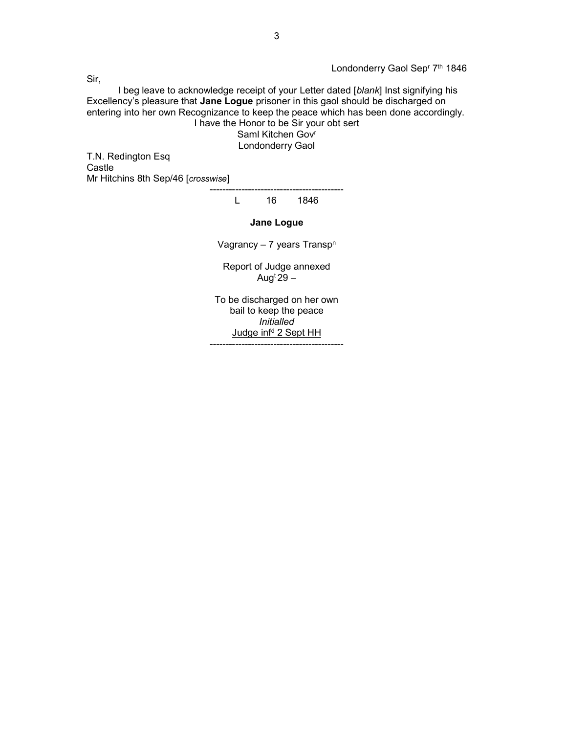Londonderry Gaol Sep[r] 7[th] 1846

Sir,

I beg leave to acknowledge receipt of your Letter dated [*blank*] Inst signifying his Excellency's pleasure that **Jane Logue** prisoner in this gaol should be discharged on entering into her own Recognizance to keep the peace which has been done accordingly.

I have the Honor to be Sir your obt sert
Saml Kitchen Gov[r]
Londonderry Gaol

T.N. Redington Esq
Castle
Mr Hitchins 8th Sep/46 [*crosswise*]

---

L 16 1846

**Jane Logue**

Vagrancy – 7 years Transp[n]

Report of Judge annexed
Aug[t] 29 –

To be discharged on her own bail to keep the peace
*Initialled*
Judge inf[d] 2 Sept HH

---